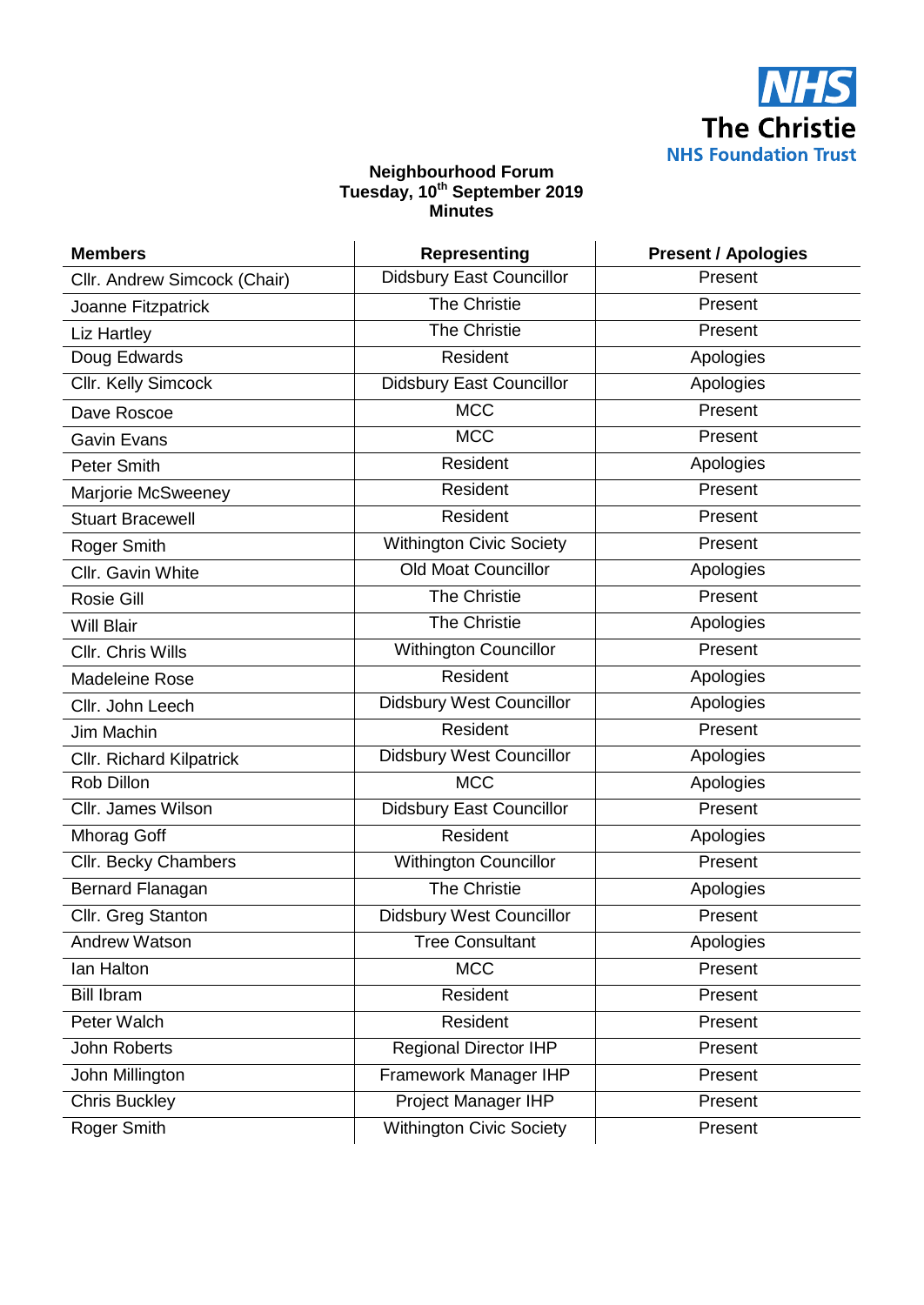NHS
**The Christie**
**NHS Foundation Trust**

**Neighbourhood Forum**
**Tuesday, 10th September 2019**
**Minutes**

| Members | Representing | Present / Apologies |
|---|---|---|
| Cllr. Andrew Simcock (Chair) | Didsbury East Councillor | Present |
| Joanne Fitzpatrick | The Christie | Present |
| Liz Hartley | The Christie | Present |
| Doug Edwards | Resident | Apologies |
| Cllr. Kelly Simcock | Didsbury East Councillor | Apologies |
| Dave Roscoe | MCC | Present |
| Gavin Evans | MCC | Present |
| Peter Smith | Resident | Apologies |
| Marjorie McSweeney | Resident | Present |
| Stuart Bracewell | Resident | Present |
| Roger Smith | Withington Civic Society | Present |
| Cllr. Gavin White | Old Moat Councillor | Apologies |
| Rosie Gill | The Christie | Present |
| Will Blair | The Christie | Apologies |
| Cllr. Chris Wills | Withington Councillor | Present |
| Madeleine Rose | Resident | Apologies |
| Cllr. John Leech | Didsbury West Councillor | Apologies |
| Jim Machin | Resident | Present |
| Cllr. Richard Kilpatrick | Didsbury West Councillor | Apologies |
| Rob Dillon | MCC | Apologies |
| Cllr. James Wilson | Didsbury East Councillor | Present |
| Mhorag Goff | Resident | Apologies |
| Cllr. Becky Chambers | Withington Councillor | Present |
| Bernard Flanagan | The Christie | Apologies |
| Cllr. Greg Stanton | Didsbury West Councillor | Present |
| Andrew Watson | Tree Consultant | Apologies |
| Ian Halton | MCC | Present |
| Bill Ibram | Resident | Present |
| Peter Walch | Resident | Present |
| John Roberts | Regional Director IHP | Present |
| John Millington | Framework Manager IHP | Present |
| Chris Buckley | Project Manager IHP | Present |
| Roger Smith | Withington Civic Society | Present |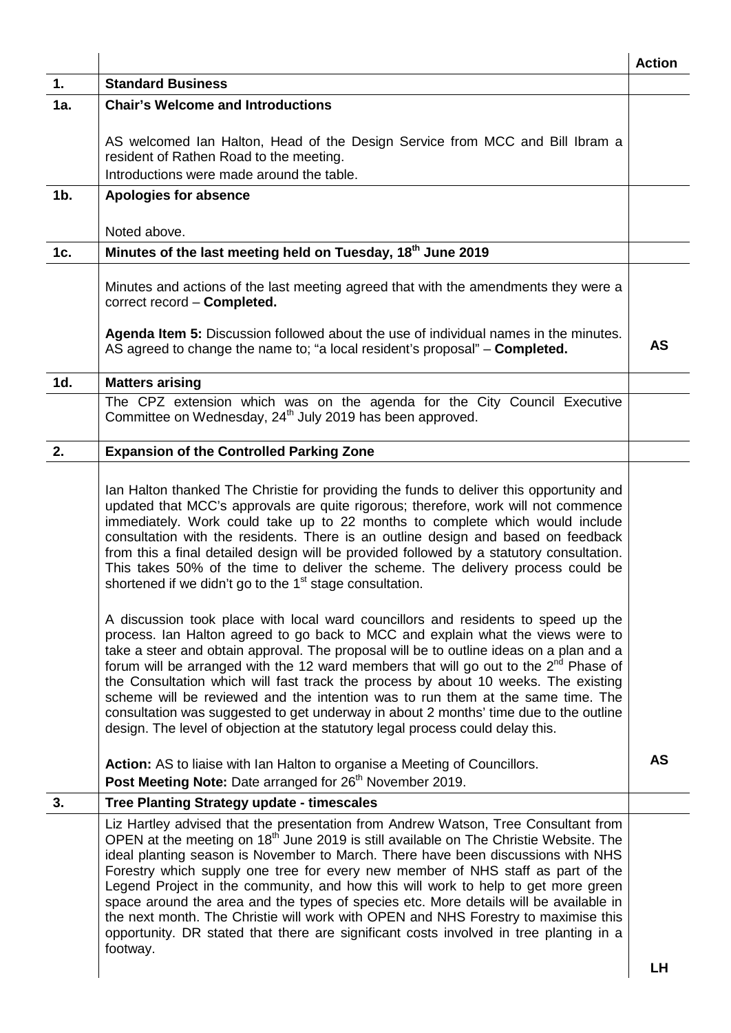| | | Action |
|---|---|---|
| **1.** | **Standard Business** | |
| **1a.** | **Chair's Welcome and Introductions** | |
| | AS welcomed Ian Halton, Head of the Design Service from MCC and Bill Ibram a resident of Rathen Road to the meeting.<br>Introductions were made around the table. | |
| **1b.** | **Apologies for absence** | |
| | Noted above. | |
| **1c.** | **Minutes of the last meeting held on Tuesday, 18th June 2019** | |
| | Minutes and actions of the last meeting agreed that with the amendments they were a correct record – **Completed.**<br><br>**Agenda Item 5:** Discussion followed about the use of individual names in the minutes. AS agreed to change the name to; "a local resident's proposal" – **Completed.** | **AS** |
| **1d.** | **Matters arising** | |
| | The CPZ extension which was on the agenda for the City Council Executive Committee on Wednesday, 24th July 2019 has been approved. | |
| **2.** | **Expansion of the Controlled Parking Zone** | |
| | Ian Halton thanked The Christie for providing the funds to deliver this opportunity and updated that MCC's approvals are quite rigorous; therefore, work will not commence immediately. Work could take up to 22 months to complete which would include consultation with the residents. There is an outline design and based on feedback from this a final detailed design will be provided followed by a statutory consultation. This takes 50% of the time to deliver the scheme. The delivery process could be shortened if we didn't go to the 1st stage consultation.<br><br>A discussion took place with local ward councillors and residents to speed up the process. Ian Halton agreed to go back to MCC and explain what the views were to take a steer and obtain approval. The proposal will be to outline ideas on a plan and a forum will be arranged with the 12 ward members that will go out to the 2nd Phase of the Consultation which will fast track the process by about 10 weeks. The existing scheme will be reviewed and the intention was to run them at the same time. The consultation was suggested to get underway in about 2 months' time due to the outline design. The level of objection at the statutory legal process could delay this.<br><br>**Action:** AS to liaise with Ian Halton to organise a Meeting of Councillors.<br>**Post Meeting Note:** Date arranged for 26th November 2019. | **AS** |
| **3.** | **Tree Planting Strategy update - timescales** | |
| | Liz Hartley advised that the presentation from Andrew Watson, Tree Consultant from OPEN at the meeting on 18th June 2019 is still available on The Christie Website. The ideal planting season is November to March. There have been discussions with NHS Forestry which supply one tree for every new member of NHS staff as part of the Legend Project in the community, and how this will work to help to get more green space around the area and the types of species etc. More details will be available in the next month. The Christie will work with OPEN and NHS Forestry to maximise this opportunity. DR stated that there are significant costs involved in tree planting in a footway. | **LH** |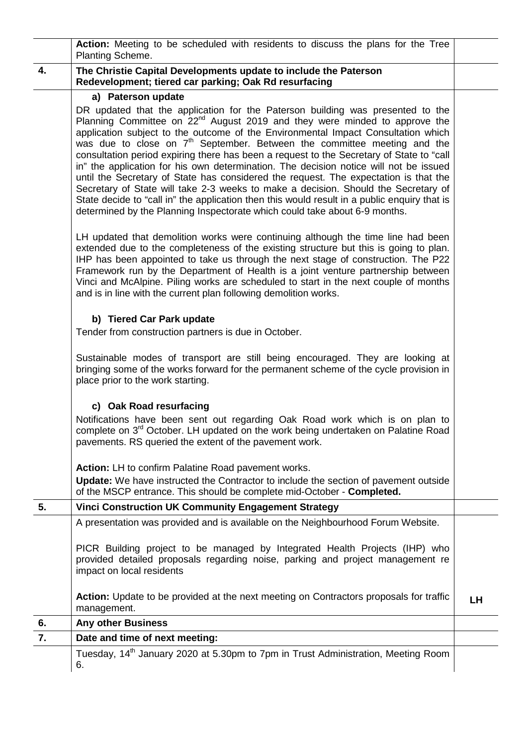| | | |
|---|---|---|
| | **Action:** Meeting to be scheduled with residents to discuss the plans for the Tree Planting Scheme. | |
| **4.** | **The Christie Capital Developments update to include the Paterson Redevelopment; tiered car parking; Oak Rd resurfacing** | |
| | **a) Paterson update**<br><br>DR updated that the application for the Paterson building was presented to the Planning Committee on 22nd August 2019 and they were minded to approve the application subject to the outcome of the Environmental Impact Consultation which was due to close on 7th September. Between the committee meeting and the consultation period expiring there has been a request to the Secretary of State to "call in" the application for his own determination. The decision notice will not be issued until the Secretary of State has considered the request. The expectation is that the Secretary of State will take 2-3 weeks to make a decision. Should the Secretary of State decide to "call in" the application then this would result in a public enquiry that is determined by the Planning Inspectorate which could take about 6-9 months.<br><br>LH updated that demolition works were continuing although the time line had been extended due to the completeness of the existing structure but this is going to plan. IHP has been appointed to take us through the next stage of construction. The P22 Framework run by the Department of Health is a joint venture partnership between Vinci and McAlpine. Piling works are scheduled to start in the next couple of months and is in line with the current plan following demolition works.<br><br>**b) Tiered Car Park update**<br><br>Tender from construction partners is due in October.<br><br>Sustainable modes of transport are still being encouraged. They are looking at bringing some of the works forward for the permanent scheme of the cycle provision in place prior to the work starting.<br><br>**c) Oak Road resurfacing**<br><br>Notifications have been sent out regarding Oak Road work which is on plan to complete on 3rd October. LH updated on the work being undertaken on Palatine Road pavements. RS queried the extent of the pavement work.<br><br>**Action:** LH to confirm Palatine Road pavement works.<br>**Update:** We have instructed the Contractor to include the section of pavement outside of the MSCP entrance. This should be complete mid-October - **Completed.** | |
| **5.** | **Vinci Construction UK Community Engagement Strategy** | |
| | A presentation was provided and is available on the Neighbourhood Forum Website.<br><br>PICR Building project to be managed by Integrated Health Projects (IHP) who provided detailed proposals regarding noise, parking and project management re impact on local residents<br><br>**Action:** Update to be provided at the next meeting on Contractors proposals for traffic management. | **LH** |
| **6.** | **Any other Business** | |
| **7.** | **Date and time of next meeting:** | |
| | Tuesday, 14th January 2020 at 5.30pm to 7pm in Trust Administration, Meeting Room 6. | |